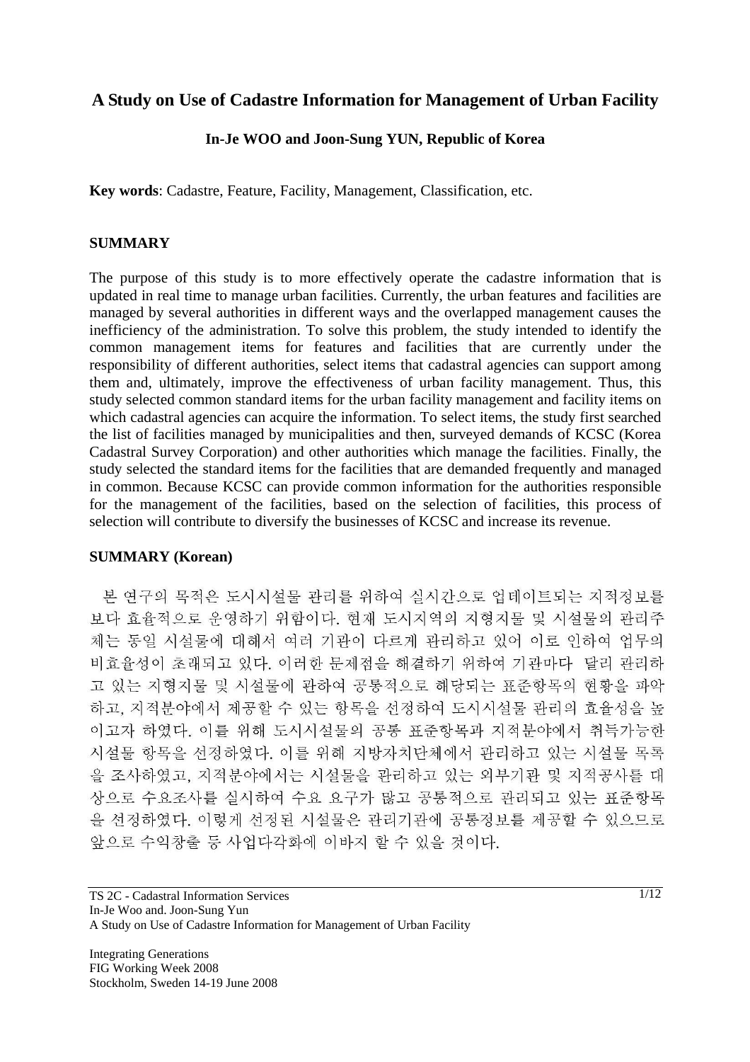# A Study on Use of Cadastre Information for Management of Urban Facility

**In-Je WOO and Joon-Sung YUN, Republic of Korea**

**Key words**: Cadastre, Feature, Facility, Management, Classification, etc.

## SUMMARY

The purpose of this study is to more effectively operate the cadastre information that is updated in real time to manage urban facilities. Currently, the urban features and facilities are managed by several authorities in different ways and the overlapped management causes the inefficiency of the administration. To solve this problem, the study intended to identify the common management items for features and facilities that are currently under the responsibility of different authorities, select items that cadastral agencies can support among them and, ultimately, improve the effectiveness of urban facility management. Thus, this study selected common standard items for the urban facility management and facility items on which cadastral agencies can acquire the information. To select items, the study first searched the list of facilities managed by municipalities and then, surveyed demands of KCSC (Korea Cadastral Survey Corporation) and other authorities which manage the facilities. Finally, the study selected the standard items for the facilities that are demanded frequently and managed in common. Because KCSC can provide common information for the authorities responsible for the management of the facilities, based on the selection of facilities, this process of selection will contribute to diversify the businesses of KCSC and increase its revenue.

## SUMMARY (Korean)

본 연구의 목적은 도시시설물 관리를 위하여 실시간으로 업데이트되는 지적정보를 보다 효율적으로 운영하기 위함이다. 현재 도시지역의 지형지물 및 시설물의 관리주체는 동일 시설물에 대해서 여러 기관이 다르게 관리하고 있어 이로 인하여 업무의 비효율성이 초래되고 있다. 이러한 문제점을 해결하기 위하여 기관마다 달리 관리하고 있는 지형지물 및 시설물에 관하여 공통적으로 해당되는 표준항목의 현황을 파악하고, 지적분야에서 제공할 수 있는 항목을 선정하여 도시시설물 관리의 효율성을 높이고자 하였다. 이를 위해 도시시설물의 공통 표준항목과 지적분야에서 취득가능한 시설물 항목을 선정하였다. 이를 위해 지방자치단체에서 관리하고 있는 시설물 목록을 조사하였고, 지적분야에서는 시설물을 관리하고 있는 외부기관 및 지적공사를 대상으로 수요조사를 실시하여 수요 요구가 많고 공통적으로 관리되고 있는 표준항목을 선정하였다. 이렇게 선정된 시설물은 관리기관에 공통정보를 제공할 수 있으므로 앞으로 수익창출 등 사업다각화에 이바지 할 수 있을 것이다.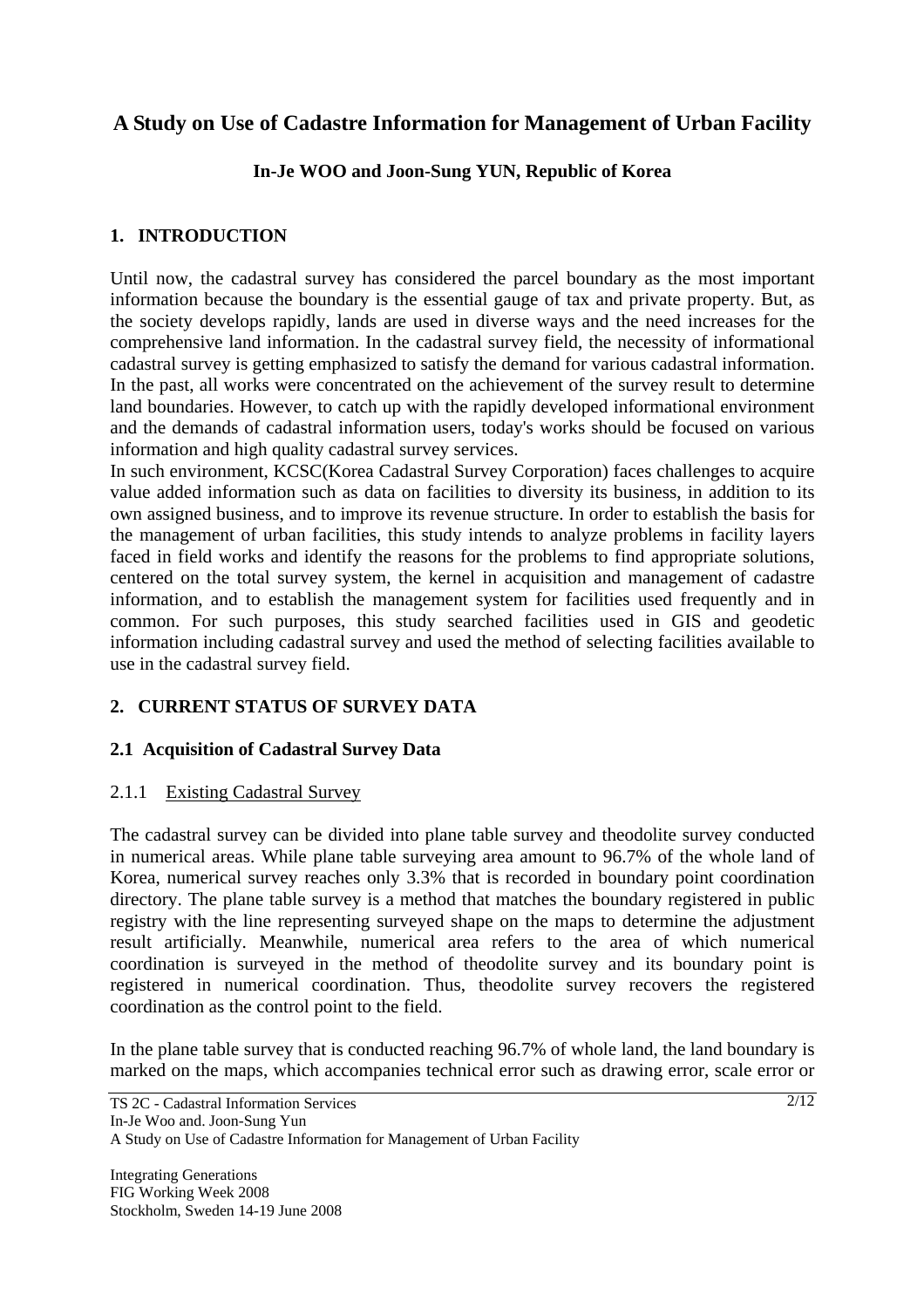# A Study on Use of Cadastre Information for Management of Urban Facility

**In-Je WOO and Joon-Sung YUN, Republic of Korea**

## 1. INTRODUCTION

Until now, the cadastral survey has considered the parcel boundary as the most important information because the boundary is the essential gauge of tax and private property. But, as the society develops rapidly, lands are used in diverse ways and the need increases for the comprehensive land information. In the cadastral survey field, the necessity of informational cadastral survey is getting emphasized to satisfy the demand for various cadastral information. In the past, all works were concentrated on the achievement of the survey result to determine land boundaries. However, to catch up with the rapidly developed informational environment and the demands of cadastral information users, today's works should be focused on various information and high quality cadastral survey services.

In such environment, KCSC(Korea Cadastral Survey Corporation) faces challenges to acquire value added information such as data on facilities to diversity its business, in addition to its own assigned business, and to improve its revenue structure. In order to establish the basis for the management of urban facilities, this study intends to analyze problems in facility layers faced in field works and identify the reasons for the problems to find appropriate solutions, centered on the total survey system, the kernel in acquisition and management of cadastre information, and to establish the management system for facilities used frequently and in common. For such purposes, this study searched facilities used in GIS and geodetic information including cadastral survey and used the method of selecting facilities available to use in the cadastral survey field.

## 2. CURRENT STATUS OF SURVEY DATA

### 2.1 Acquisition of Cadastral Survey Data

#### 2.1.1 Existing Cadastral Survey

The cadastral survey can be divided into plane table survey and theodolite survey conducted in numerical areas. While plane table surveying area amount to 96.7% of the whole land of Korea, numerical survey reaches only 3.3% that is recorded in boundary point coordination directory. The plane table survey is a method that matches the boundary registered in public registry with the line representing surveyed shape on the maps to determine the adjustment result artificially. Meanwhile, numerical area refers to the area of which numerical coordination is surveyed in the method of theodolite survey and its boundary point is registered in numerical coordination. Thus, theodolite survey recovers the registered coordination as the control point to the field.

In the plane table survey that is conducted reaching 96.7% of whole land, the land boundary is marked on the maps, which accompanies technical error such as drawing error, scale error or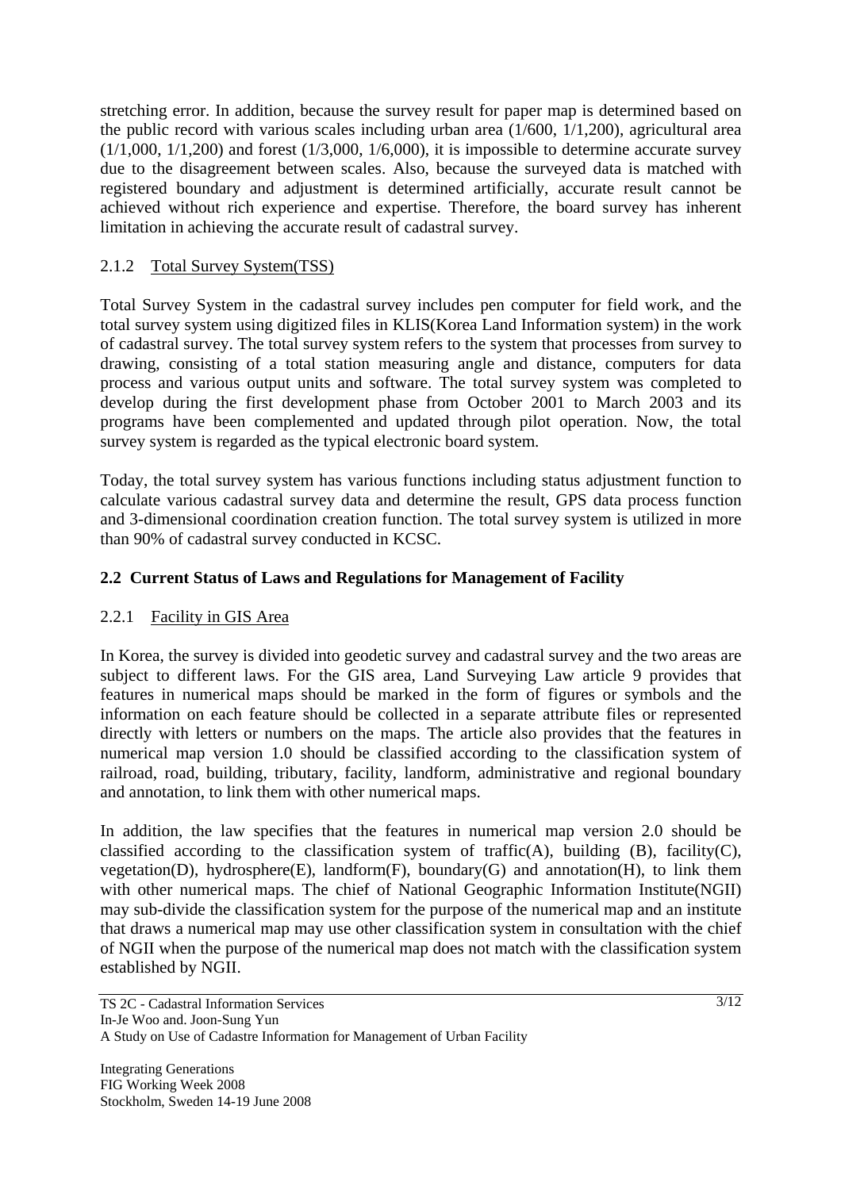stretching error. In addition, because the survey result for paper map is determined based on the public record with various scales including urban area (1/600, 1/1,200), agricultural area (1/1,000, 1/1,200) and forest (1/3,000, 1/6,000), it is impossible to determine accurate survey due to the disagreement between scales. Also, because the surveyed data is matched with registered boundary and adjustment is determined artificially, accurate result cannot be achieved without rich experience and expertise. Therefore, the board survey has inherent limitation in achieving the accurate result of cadastral survey.

### 2.1.2 Total Survey System(TSS)

Total Survey System in the cadastral survey includes pen computer for field work, and the total survey system using digitized files in KLIS(Korea Land Information system) in the work of cadastral survey. The total survey system refers to the system that processes from survey to drawing, consisting of a total station measuring angle and distance, computers for data process and various output units and software. The total survey system was completed to develop during the first development phase from October 2001 to March 2003 and its programs have been complemented and updated through pilot operation. Now, the total survey system is regarded as the typical electronic board system.

Today, the total survey system has various functions including status adjustment function to calculate various cadastral survey data and determine the result, GPS data process function and 3-dimensional coordination creation function. The total survey system is utilized in more than 90% of cadastral survey conducted in KCSC.

## 2.2 Current Status of Laws and Regulations for Management of Facility

### 2.2.1 Facility in GIS Area

In Korea, the survey is divided into geodetic survey and cadastral survey and the two areas are subject to different laws. For the GIS area, Land Surveying Law article 9 provides that features in numerical maps should be marked in the form of figures or symbols and the information on each feature should be collected in a separate attribute files or represented directly with letters or numbers on the maps. The article also provides that the features in numerical map version 1.0 should be classified according to the classification system of railroad, road, building, tributary, facility, landform, administrative and regional boundary and annotation, to link them with other numerical maps.

In addition, the law specifies that the features in numerical map version 2.0 should be classified according to the classification system of traffic(A), building (B), facility(C), vegetation(D), hydrosphere(E), landform(F), boundary(G) and annotation(H), to link them with other numerical maps. The chief of National Geographic Information Institute(NGII) may sub-divide the classification system for the purpose of the numerical map and an institute that draws a numerical map may use other classification system in consultation with the chief of NGII when the purpose of the numerical map does not match with the classification system established by NGII.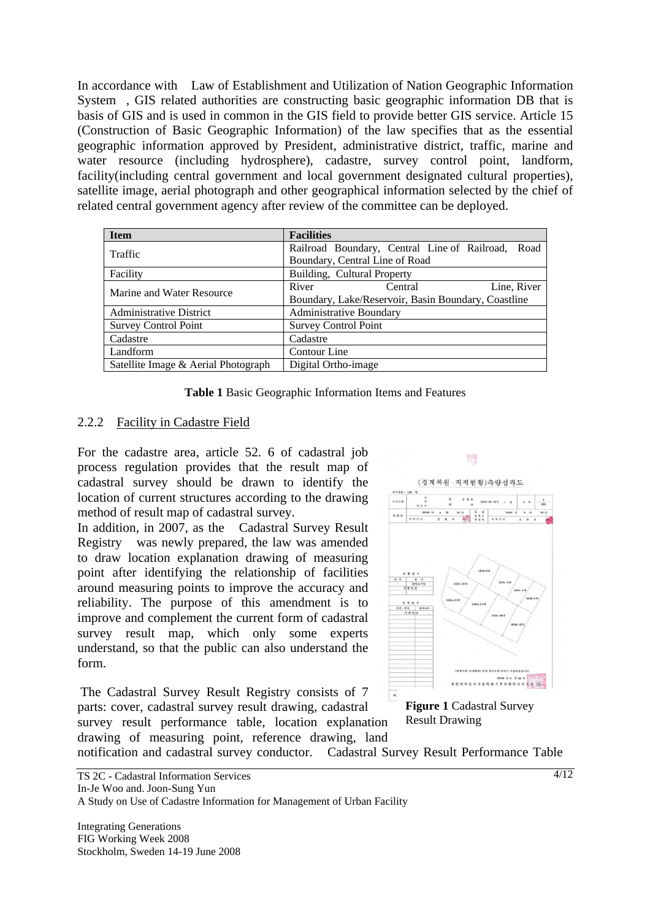In accordance with Law of Establishment and Utilization of Nation Geographic Information System , GIS related authorities are constructing basic geographic information DB that is basis of GIS and is used in common in the GIS field to provide better GIS service. Article 15 (Construction of Basic Geographic Information) of the law specifies that as the essential geographic information approved by President, administrative district, traffic, marine and water resource (including hydrosphere), cadastre, survey control point, landform, facility(including central government and local government designated cultural properties), satellite image, aerial photograph and other geographical information selected by the chief of related central government agency after review of the committee can be deployed.

| Item | Facilities |
|---|---|
| Traffic | Railroad Boundary, Central Line of Railroad, Road Boundary, Central Line of Road |
| Facility | Building, Cultural Property |
| Marine and Water Resource | River Central Line, River Boundary, Lake/Reservoir, Basin Boundary, Coastline |
| Administrative District | Administrative Boundary |
| Survey Control Point | Survey Control Point |
| Cadastre | Cadastre |
| Landform | Contour Line |
| Satellite Image & Aerial Photograph | Digital Ortho-image |

**Table 1** Basic Geographic Information Items and Features

### 2.2.2 Facility in Cadastre Field

For the cadastre area, article 52. 6 of cadastral job process regulation provides that the result map of cadastral survey should be drawn to identify the location of current structures according to the drawing method of result map of cadastral survey.

In addition, in 2007, as the Cadastral Survey Result Registry was newly prepared, the law was amended to draw location explanation drawing of measuring point after identifying the relationship of facilities around measuring points to improve the accuracy and reliability. The purpose of this amendment is to improve and complement the current form of cadastral survey result map, which only some experts understand, so that the public can also understand the form.

**Figure 1** Cadastral Survey Result Drawing

The Cadastral Survey Result Registry consists of 7 parts: cover, cadastral survey result drawing, cadastral survey result performance table, location explanation drawing of measuring point, reference drawing, land notification and cadastral survey conductor. Cadastral Survey Result Performance Table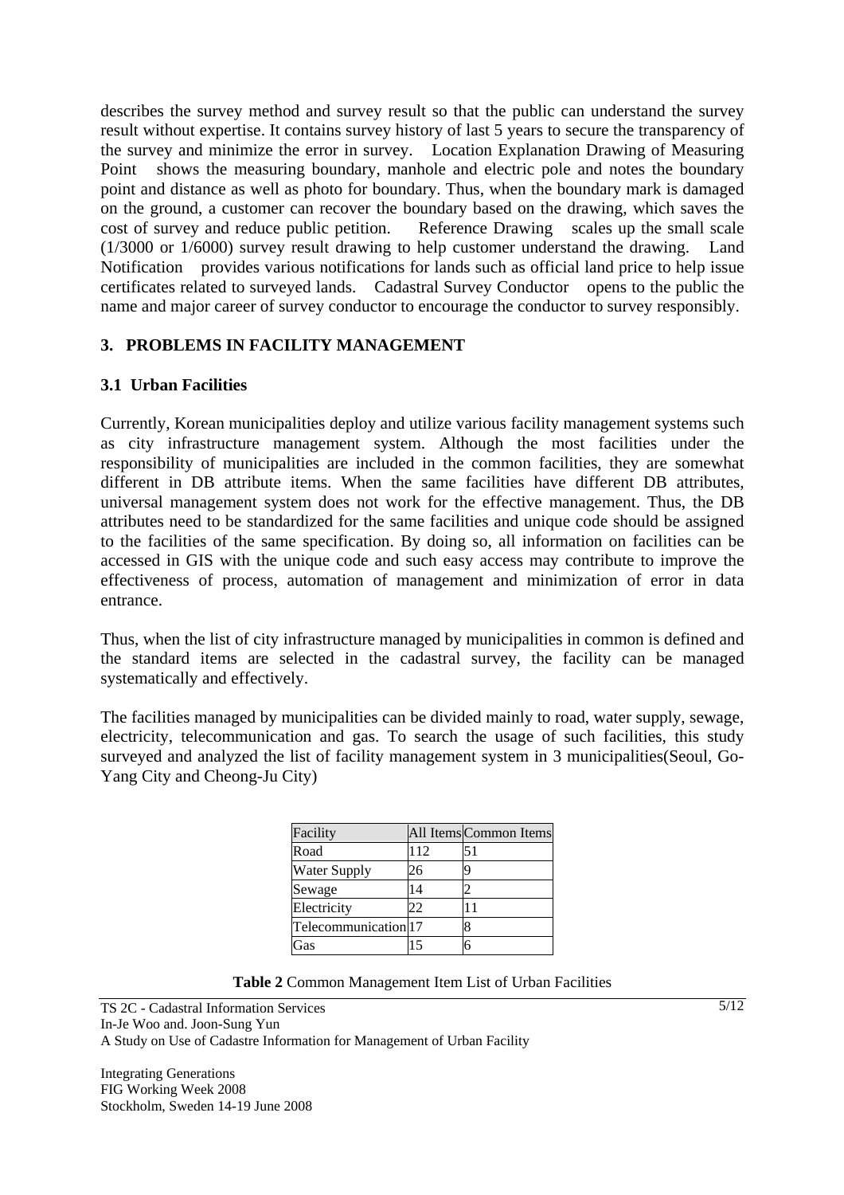describes the survey method and survey result so that the public can understand the survey result without expertise. It contains survey history of last 5 years to secure the transparency of the survey and minimize the error in survey. Location Explanation Drawing of Measuring Point shows the measuring boundary, manhole and electric pole and notes the boundary point and distance as well as photo for boundary. Thus, when the boundary mark is damaged on the ground, a customer can recover the boundary based on the drawing, which saves the cost of survey and reduce public petition. Reference Drawing scales up the small scale (1/3000 or 1/6000) survey result drawing to help customer understand the drawing. Land Notification provides various notifications for lands such as official land price to help issue certificates related to surveyed lands. Cadastral Survey Conductor opens to the public the name and major career of survey conductor to encourage the conductor to survey responsibly.

## 3. PROBLEMS IN FACILITY MANAGEMENT

### 3.1 Urban Facilities

Currently, Korean municipalities deploy and utilize various facility management systems such as city infrastructure management system. Although the most facilities under the responsibility of municipalities are included in the common facilities, they are somewhat different in DB attribute items. When the same facilities have different DB attributes, universal management system does not work for the effective management. Thus, the DB attributes need to be standardized for the same facilities and unique code should be assigned to the facilities of the same specification. By doing so, all information on facilities can be accessed in GIS with the unique code and such easy access may contribute to improve the effectiveness of process, automation of management and minimization of error in data entrance.

Thus, when the list of city infrastructure managed by municipalities in common is defined and the standard items are selected in the cadastral survey, the facility can be managed systematically and effectively.

The facilities managed by municipalities can be divided mainly to road, water supply, sewage, electricity, telecommunication and gas. To search the usage of such facilities, this study surveyed and analyzed the list of facility management system in 3 municipalities(Seoul, Go-Yang City and Cheong-Ju City)

| Facility | All Items | Common Items |
|---|---|---|
| Road | 112 | 51 |
| Water Supply | 26 | 9 |
| Sewage | 14 | 2 |
| Electricity | 22 | 11 |
| Telecommunication | 17 | 8 |
| Gas | 15 | 6 |

**Table 2** Common Management Item List of Urban Facilities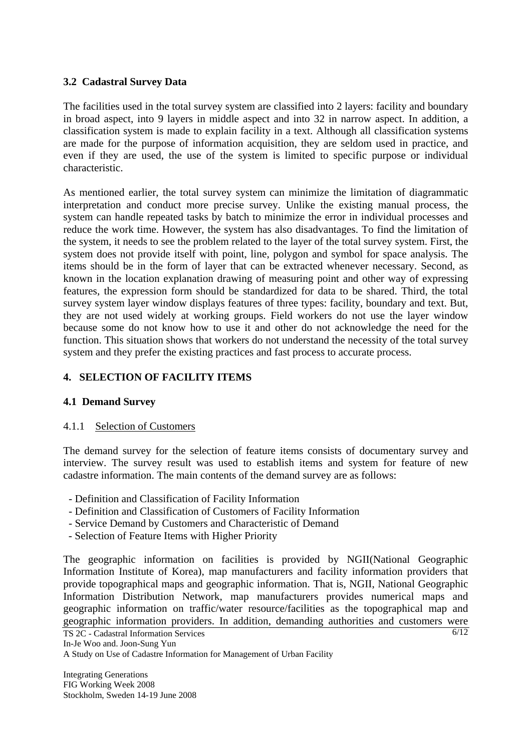### 3.2 Cadastral Survey Data

The facilities used in the total survey system are classified into 2 layers: facility and boundary in broad aspect, into 9 layers in middle aspect and into 32 in narrow aspect. In addition, a classification system is made to explain facility in a text. Although all classification systems are made for the purpose of information acquisition, they are seldom used in practice, and even if they are used, the use of the system is limited to specific purpose or individual characteristic.

As mentioned earlier, the total survey system can minimize the limitation of diagrammatic interpretation and conduct more precise survey. Unlike the existing manual process, the system can handle repeated tasks by batch to minimize the error in individual processes and reduce the work time. However, the system has also disadvantages. To find the limitation of the system, it needs to see the problem related to the layer of the total survey system. First, the system does not provide itself with point, line, polygon and symbol for space analysis. The items should be in the form of layer that can be extracted whenever necessary. Second, as known in the location explanation drawing of measuring point and other way of expressing features, the expression form should be standardized for data to be shared. Third, the total survey system layer window displays features of three types: facility, boundary and text. But, they are not used widely at working groups. Field workers do not use the layer window because some do not know how to use it and other do not acknowledge the need for the function. This situation shows that workers do not understand the necessity of the total survey system and they prefer the existing practices and fast process to accurate process.

## 4. SELECTION OF FACILITY ITEMS

### 4.1 Demand Survey

#### 4.1.1 Selection of Customers

The demand survey for the selection of feature items consists of documentary survey and interview. The survey result was used to establish items and system for feature of new cadastre information. The main contents of the demand survey are as follows:

- Definition and Classification of Facility Information
- Definition and Classification of Customers of Facility Information
- Service Demand by Customers and Characteristic of Demand
- Selection of Feature Items with Higher Priority

The geographic information on facilities is provided by NGII(National Geographic Information Institute of Korea), map manufacturers and facility information providers that provide topographical maps and geographic information. That is, NGII, National Geographic Information Distribution Network, map manufacturers provides numerical maps and geographic information on traffic/water resource/facilities as the topographical map and geographic information providers. In addition, demanding authorities and customers were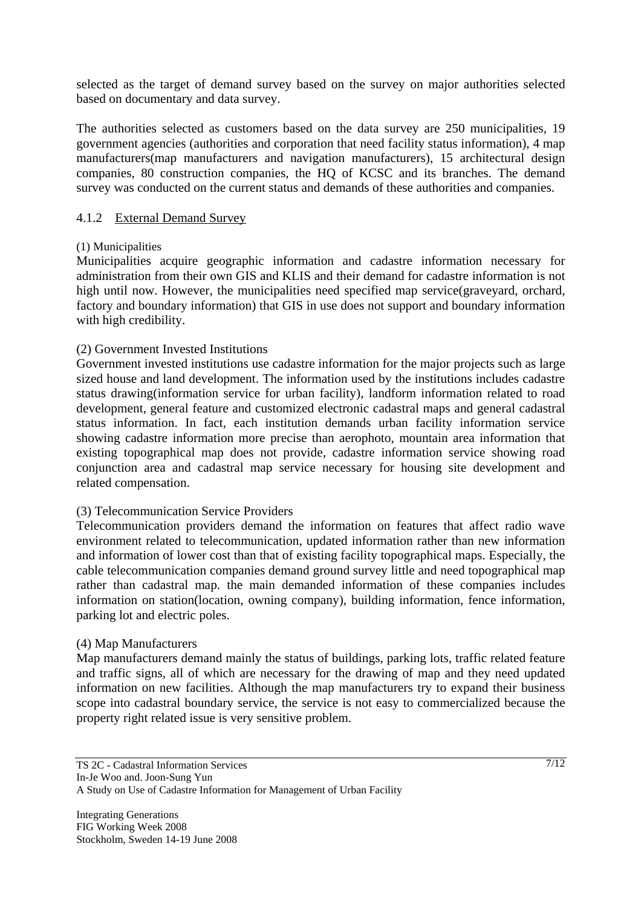selected as the target of demand survey based on the survey on major authorities selected based on documentary and data survey.

The authorities selected as customers based on the data survey are 250 municipalities, 19 government agencies (authorities and corporation that need facility status information), 4 map manufacturers(map manufacturers and navigation manufacturers), 15 architectural design companies, 80 construction companies, the HQ of KCSC and its branches. The demand survey was conducted on the current status and demands of these authorities and companies.

### 4.1.2 External Demand Survey

(1) Municipalities

Municipalities acquire geographic information and cadastre information necessary for administration from their own GIS and KLIS and their demand for cadastre information is not high until now. However, the municipalities need specified map service(graveyard, orchard, factory and boundary information) that GIS in use does not support and boundary information with high credibility.

(2) Government Invested Institutions

Government invested institutions use cadastre information for the major projects such as large sized house and land development. The information used by the institutions includes cadastre status drawing(information service for urban facility), landform information related to road development, general feature and customized electronic cadastral maps and general cadastral status information. In fact, each institution demands urban facility information service showing cadastre information more precise than aerophoto, mountain area information that existing topographical map does not provide, cadastre information service showing road conjunction area and cadastral map service necessary for housing site development and related compensation.

(3) Telecommunication Service Providers

Telecommunication providers demand the information on features that affect radio wave environment related to telecommunication, updated information rather than new information and information of lower cost than that of existing facility topographical maps. Especially, the cable telecommunication companies demand ground survey little and need topographical map rather than cadastral map. the main demanded information of these companies includes information on station(location, owning company), building information, fence information, parking lot and electric poles.

(4) Map Manufacturers

Map manufacturers demand mainly the status of buildings, parking lots, traffic related feature and traffic signs, all of which are necessary for the drawing of map and they need updated information on new facilities. Although the map manufacturers try to expand their business scope into cadastral boundary service, the service is not easy to commercialized because the property right related issue is very sensitive problem.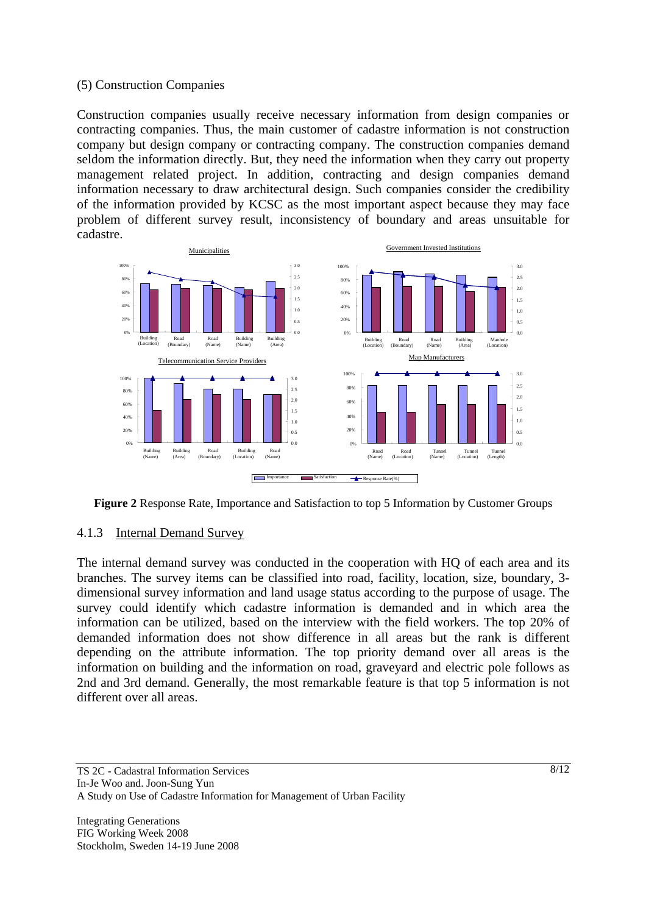(5) Construction Companies

Construction companies usually receive necessary information from design companies or contracting companies. Thus, the main customer of cadastre information is not construction company but design company or contracting company. The construction companies demand seldom the information directly. But, they need the information when they carry out property management related project. In addition, contracting and design companies demand information necessary to draw architectural design. Such companies consider the credibility of the information provided by KCSC as the most important aspect because they may face problem of different survey result, inconsistency of boundary and areas unsuitable for cadastre.

**Figure 2** Response Rate, Importance and Satisfaction to top 5 Information by Customer Groups

### 4.1.3 Internal Demand Survey

The internal demand survey was conducted in the cooperation with HQ of each area and its branches. The survey items can be classified into road, facility, location, size, boundary, 3-dimensional survey information and land usage status according to the purpose of usage. The survey could identify which cadastre information is demanded and in which area the information can be utilized, based on the interview with the field workers. The top 20% of demanded information does not show difference in all areas but the rank is different depending on the attribute information. The top priority demand over all areas is the information on building and the information on road, graveyard and electric pole follows as 2nd and 3rd demand. Generally, the most remarkable feature is that top 5 information is not different over all areas.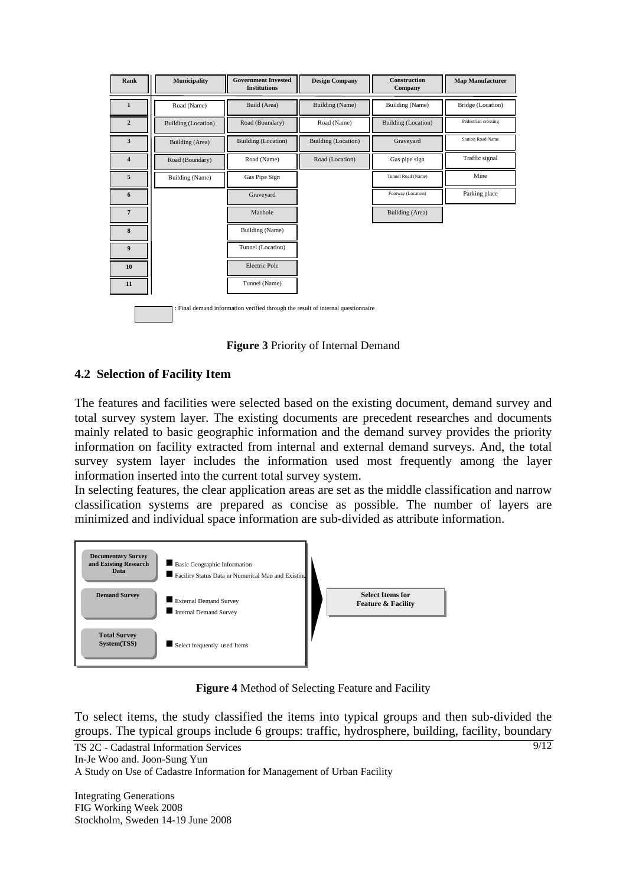| Rank | Municipality | Government Invested Institutions | Design Company | Construction Company | Map Manufacturer |
| --- | --- | --- | --- | --- | --- |
| 1 | Road (Name) | Build (Area) | Building (Name) | Building (Name) | Bridge (Location) |
| 2 | Building (Location) | Road (Boundary) | Road (Name) | Building (Location) | Pedestrian crossing |
| 3 | Building (Area) | Building (Location) | Building (Location) | Graveyard | Station Road Name |
| 4 | Road (Boundary) | Road (Name) | Road (Location) | Gas pipe sign | Traffic signal |
| 5 | Building (Name) | Gas Pipe Sign | | Tunnel Road (Name) | Mine |
| 6 | | Graveyard | | Footway (Location) | Parking place |
| 7 | | Manhole | | Building (Area) | |
| 8 | | Building (Name) | | | |
| 9 | | Tunnel (Location) | | | |
| 10 | | Electric Pole | | | |
| 11 | | Tunnel (Name) | | | |

: Final demand information verified through the result of internal questionnaire

**Figure 3** Priority of Internal Demand

## 4.2 Selection of Facility Item

The features and facilities were selected based on the existing document, demand survey and total survey system layer. The existing documents are precedent researches and documents mainly related to basic geographic information and the demand survey provides the priority information on facility extracted from internal and external demand surveys. And, the total survey system layer includes the information used most frequently among the layer information inserted into the current total survey system.

In selecting features, the clear application areas are set as the middle classification and narrow classification systems are prepared as concise as possible. The number of layers are minimized and individual space information are sub-divided as attribute information.

| | | |
| --- | --- | --- |
| Documentary Survey and Existing Research Data | ■ Basic Geographic Information<br>■ Facility Status Data in Numerical Map and Existing | Select Items for Feature & Facility |
| Demand Survey | ■ External Demand Survey<br>■ Internal Demand Survey | |
| Total Survey System(TSS) | ■ Select frequently used Items | |

**Figure 4** Method of Selecting Feature and Facility

To select items, the study classified the items into typical groups and then sub-divided the groups. The typical groups include 6 groups: traffic, hydrosphere, building, facility, boundary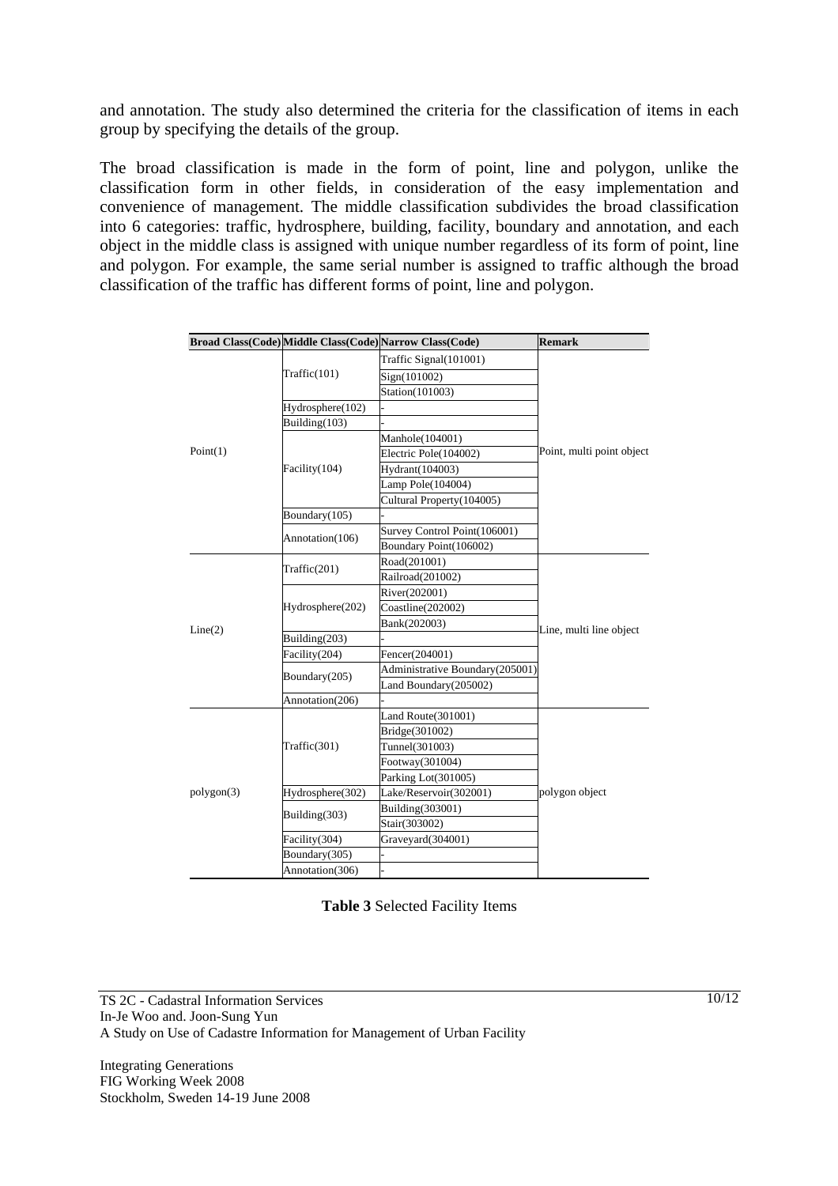and annotation. The study also determined the criteria for the classification of items in each group by specifying the details of the group.

The broad classification is made in the form of point, line and polygon, unlike the classification form in other fields, in consideration of the easy implementation and convenience of management. The middle classification subdivides the broad classification into 6 categories: traffic, hydrosphere, building, facility, boundary and annotation, and each object in the middle class is assigned with unique number regardless of its form of point, line and polygon. For example, the same serial number is assigned to traffic although the broad classification of the traffic has different forms of point, line and polygon.

| Broad Class(Code) | Middle Class(Code) | Narrow Class(Code) | Remark |
|---|---|---|---|
| Point(1) | Traffic(101) | Traffic Signal(101001) | Point, multi point object |
| | | Sign(101002) | |
| | | Station(101003) | |
| | Hydrosphere(102) | - | |
| | Building(103) | - | |
| | Facility(104) | Manhole(104001) | |
| | | Electric Pole(104002) | |
| | | Hydrant(104003) | |
| | | Lamp Pole(104004) | |
| | | Cultural Property(104005) | |
| | Boundary(105) | - | |
| | Annotation(106) | Survey Control Point(106001) | |
| | | Boundary Point(106002) | |
| Line(2) | Traffic(201) | Road(201001) | Line, multi line object |
| | | Railroad(201002) | |
| | Hydrosphere(202) | River(202001) | |
| | | Coastline(202002) | |
| | | Bank(202003) | |
| | Building(203) | - | |
| | Facility(204) | Fencer(204001) | |
| | Boundary(205) | Administrative Boundary(205001) | |
| | | Land Boundary(205002) | |
| | Annotation(206) | - | |
| polygon(3) | Traffic(301) | Land Route(301001) | polygon object |
| | | Bridge(301002) | |
| | | Tunnel(301003) | |
| | | Footway(301004) | |
| | | Parking Lot(301005) | |
| | Hydrosphere(302) | Lake/Reservoir(302001) | |
| | Building(303) | Building(303001) | |
| | | Stair(303002) | |
| | Facility(304) | Graveyard(304001) | |
| | Boundary(305) | - | |
| | Annotation(306) | - | |

**Table 3** Selected Facility Items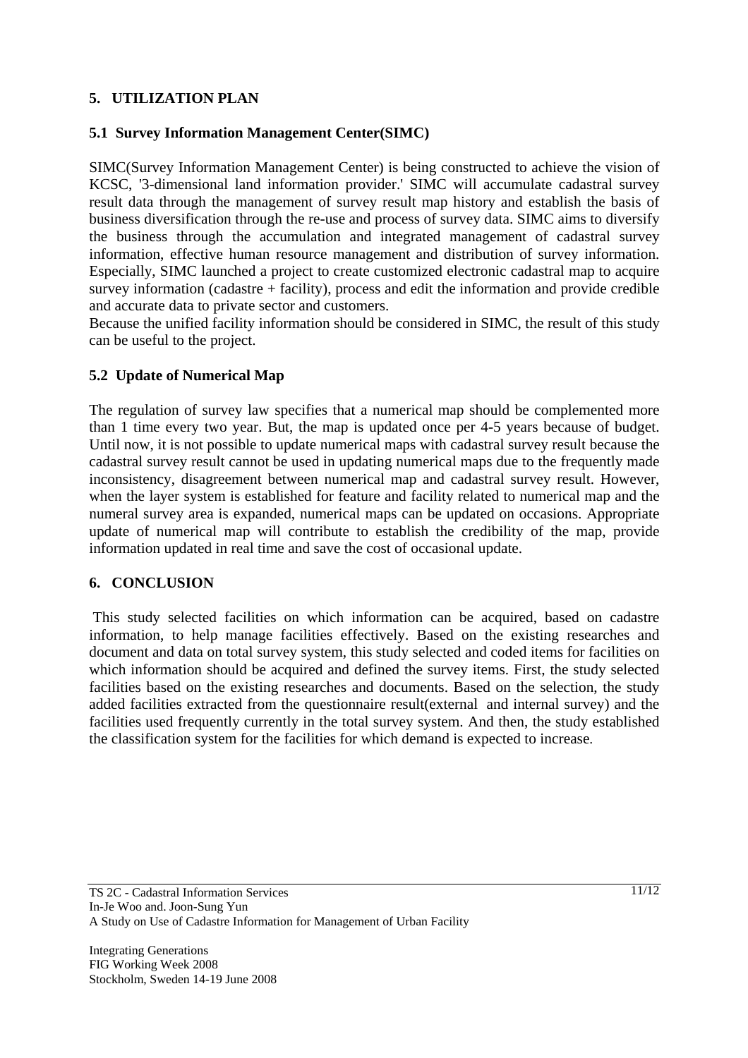## 5. UTILIZATION PLAN

### 5.1 Survey Information Management Center(SIMC)

SIMC(Survey Information Management Center) is being constructed to achieve the vision of KCSC, '3-dimensional land information provider.' SIMC will accumulate cadastral survey result data through the management of survey result map history and establish the basis of business diversification through the re-use and process of survey data. SIMC aims to diversify the business through the accumulation and integrated management of cadastral survey information, effective human resource management and distribution of survey information. Especially, SIMC launched a project to create customized electronic cadastral map to acquire survey information (cadastre + facility), process and edit the information and provide credible and accurate data to private sector and customers.

Because the unified facility information should be considered in SIMC, the result of this study can be useful to the project.

### 5.2 Update of Numerical Map

The regulation of survey law specifies that a numerical map should be complemented more than 1 time every two year. But, the map is updated once per 4-5 years because of budget. Until now, it is not possible to update numerical maps with cadastral survey result because the cadastral survey result cannot be used in updating numerical maps due to the frequently made inconsistency, disagreement between numerical map and cadastral survey result. However, when the layer system is established for feature and facility related to numerical map and the numeral survey area is expanded, numerical maps can be updated on occasions. Appropriate update of numerical map will contribute to establish the credibility of the map, provide information updated in real time and save the cost of occasional update.

## 6. CONCLUSION

This study selected facilities on which information can be acquired, based on cadastre information, to help manage facilities effectively. Based on the existing researches and document and data on total survey system, this study selected and coded items for facilities on which information should be acquired and defined the survey items. First, the study selected facilities based on the existing researches and documents. Based on the selection, the study added facilities extracted from the questionnaire result(external and internal survey) and the facilities used frequently currently in the total survey system. And then, the study established the classification system for the facilities for which demand is expected to increase.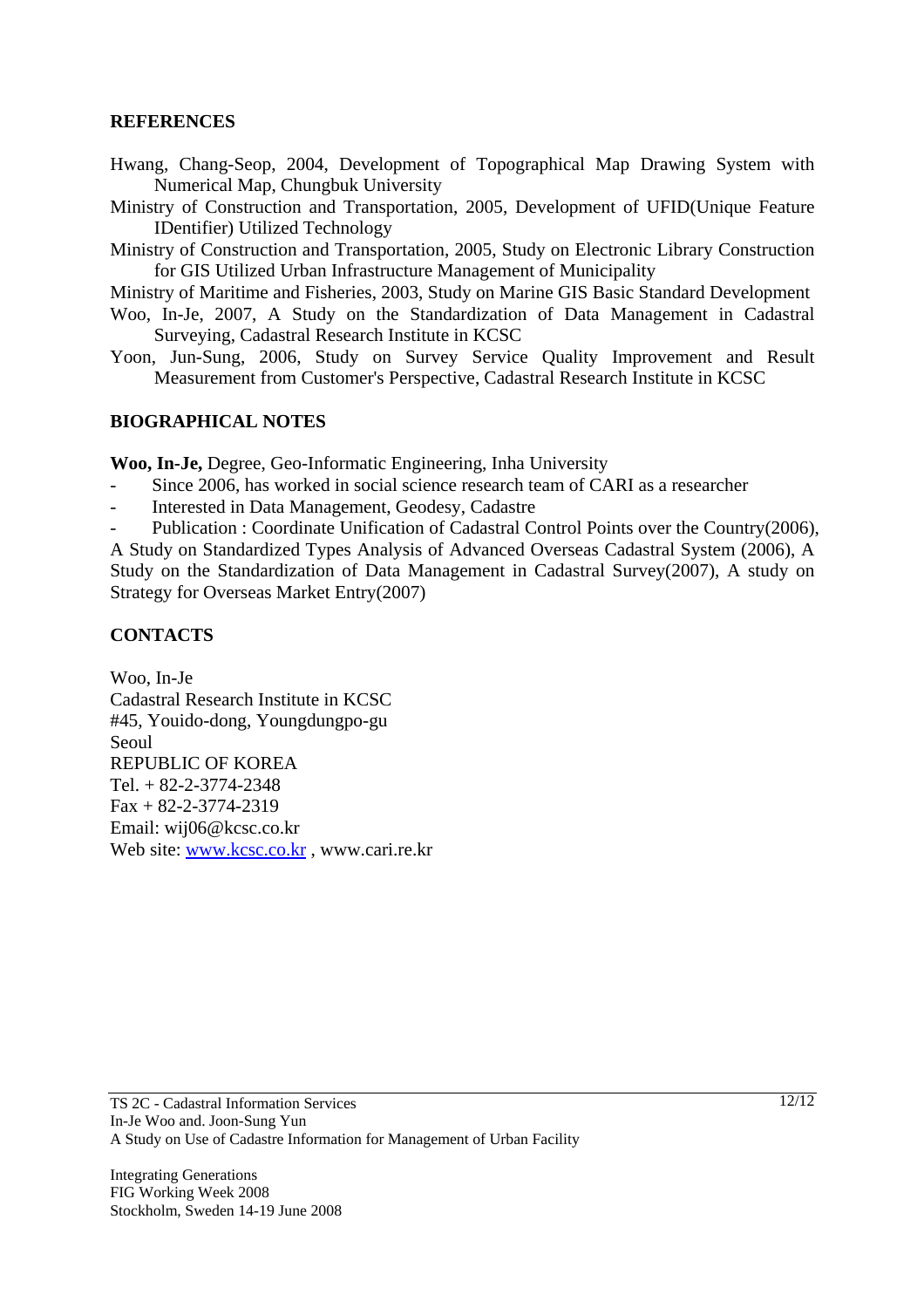## REFERENCES

Hwang, Chang-Seop, 2004, Development of Topographical Map Drawing System with Numerical Map, Chungbuk University

Ministry of Construction and Transportation, 2005, Development of UFID(Unique Feature IDentifier) Utilized Technology

Ministry of Construction and Transportation, 2005, Study on Electronic Library Construction for GIS Utilized Urban Infrastructure Management of Municipality

Ministry of Maritime and Fisheries, 2003, Study on Marine GIS Basic Standard Development

Woo, In-Je, 2007, A Study on the Standardization of Data Management in Cadastral Surveying, Cadastral Research Institute in KCSC

Yoon, Jun-Sung, 2006, Study on Survey Service Quality Improvement and Result Measurement from Customer's Perspective, Cadastral Research Institute in KCSC

## BIOGRAPHICAL NOTES

**Woo, In-Je,** Degree, Geo-Informatic Engineering, Inha University

- Since 2006, has worked in social science research team of CARI as a researcher
- Interested in Data Management, Geodesy, Cadastre
- Publication : Coordinate Unification of Cadastral Control Points over the Country(2006), A Study on Standardized Types Analysis of Advanced Overseas Cadastral System (2006), A Study on the Standardization of Data Management in Cadastral Survey(2007), A study on Strategy for Overseas Market Entry(2007)

## CONTACTS

Woo, In-Je  
Cadastral Research Institute in KCSC  
#45, Youido-dong, Youngdungpo-gu  
Seoul  
REPUBLIC OF KOREA  
Tel. + 82-2-3774-2348  
Fax + 82-2-3774-2319  
Email: wij06@kcsc.co.kr  
Web site: www.kcsc.co.kr , www.cari.re.kr